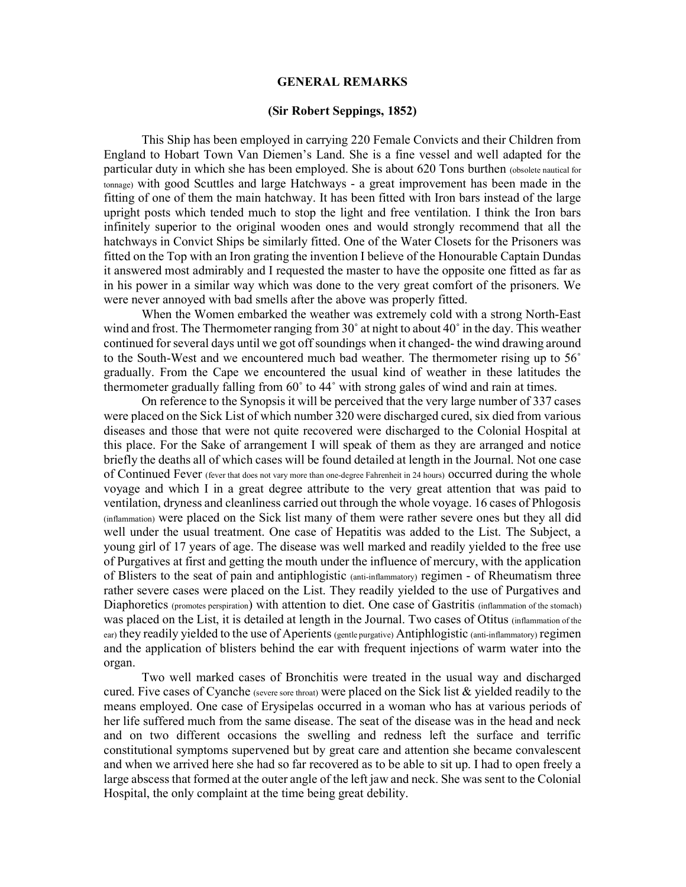## GENERAL REMARKS

### (Sir Robert Seppings, 1852)

This Ship has been employed in carrying 220 Female Convicts and their Children from England to Hobart Town Van Diemen's Land. She is a fine vessel and well adapted for the particular duty in which she has been employed. She is about 620 Tons burthen (obsolete nautical for tonnage) with good Scuttles and large Hatchways - a great improvement has been made in the fitting of one of them the main hatchway. It has been fitted with Iron bars instead of the large upright posts which tended much to stop the light and free ventilation. I think the Iron bars infinitely superior to the original wooden ones and would strongly recommend that all the hatchways in Convict Ships be similarly fitted. One of the Water Closets for the Prisoners was fitted on the Top with an Iron grating the invention I believe of the Honourable Captain Dundas it answered most admirably and I requested the master to have the opposite one fitted as far as in his power in a similar way which was done to the very great comfort of the prisoners. We were never annoyed with bad smells after the above was properly fitted.

When the Women embarked the weather was extremely cold with a strong North-East wind and frost. The Thermometer ranging from 30˚ at night to about 40˚ in the day. This weather continued for several days until we got off soundings when it changed- the wind drawing around to the South-West and we encountered much bad weather. The thermometer rising up to 56˚ gradually. From the Cape we encountered the usual kind of weather in these latitudes the thermometer gradually falling from 60˚ to 44˚ with strong gales of wind and rain at times.

On reference to the Synopsis it will be perceived that the very large number of 337 cases were placed on the Sick List of which number 320 were discharged cured, six died from various diseases and those that were not quite recovered were discharged to the Colonial Hospital at this place. For the Sake of arrangement I will speak of them as they are arranged and notice briefly the deaths all of which cases will be found detailed at length in the Journal. Not one case of Continued Fever (fever that does not vary more than one-degree Fahrenheit in 24 hours) occurred during the whole voyage and which I in a great degree attribute to the very great attention that was paid to ventilation, dryness and cleanliness carried out through the whole voyage. 16 cases of Phlogosis (inflammation) were placed on the Sick list many of them were rather severe ones but they all did well under the usual treatment. One case of Hepatitis was added to the List. The Subject, a young girl of 17 years of age. The disease was well marked and readily yielded to the free use of Purgatives at first and getting the mouth under the influence of mercury, with the application of Blisters to the seat of pain and antiphlogistic (anti-inflammatory) regimen - of Rheumatism three rather severe cases were placed on the List. They readily yielded to the use of Purgatives and Diaphoretics (promotes perspiration) with attention to diet. One case of Gastritis (inflammation of the stomach) was placed on the List, it is detailed at length in the Journal. Two cases of Otitus (inflammation of the ear) they readily yielded to the use of Aperients (gentle purgative) Antiphlogistic (anti-inflammatory) regimen and the application of blisters behind the ear with frequent injections of warm water into the organ.

Two well marked cases of Bronchitis were treated in the usual way and discharged cured. Five cases of Cyanche (severe sore throat) were placed on the Sick list & yielded readily to the means employed. One case of Erysipelas occurred in a woman who has at various periods of her life suffered much from the same disease. The seat of the disease was in the head and neck and on two different occasions the swelling and redness left the surface and terrific constitutional symptoms supervened but by great care and attention she became convalescent and when we arrived here she had so far recovered as to be able to sit up. I had to open freely a large abscess that formed at the outer angle of the left jaw and neck. She was sent to the Colonial Hospital, the only complaint at the time being great debility.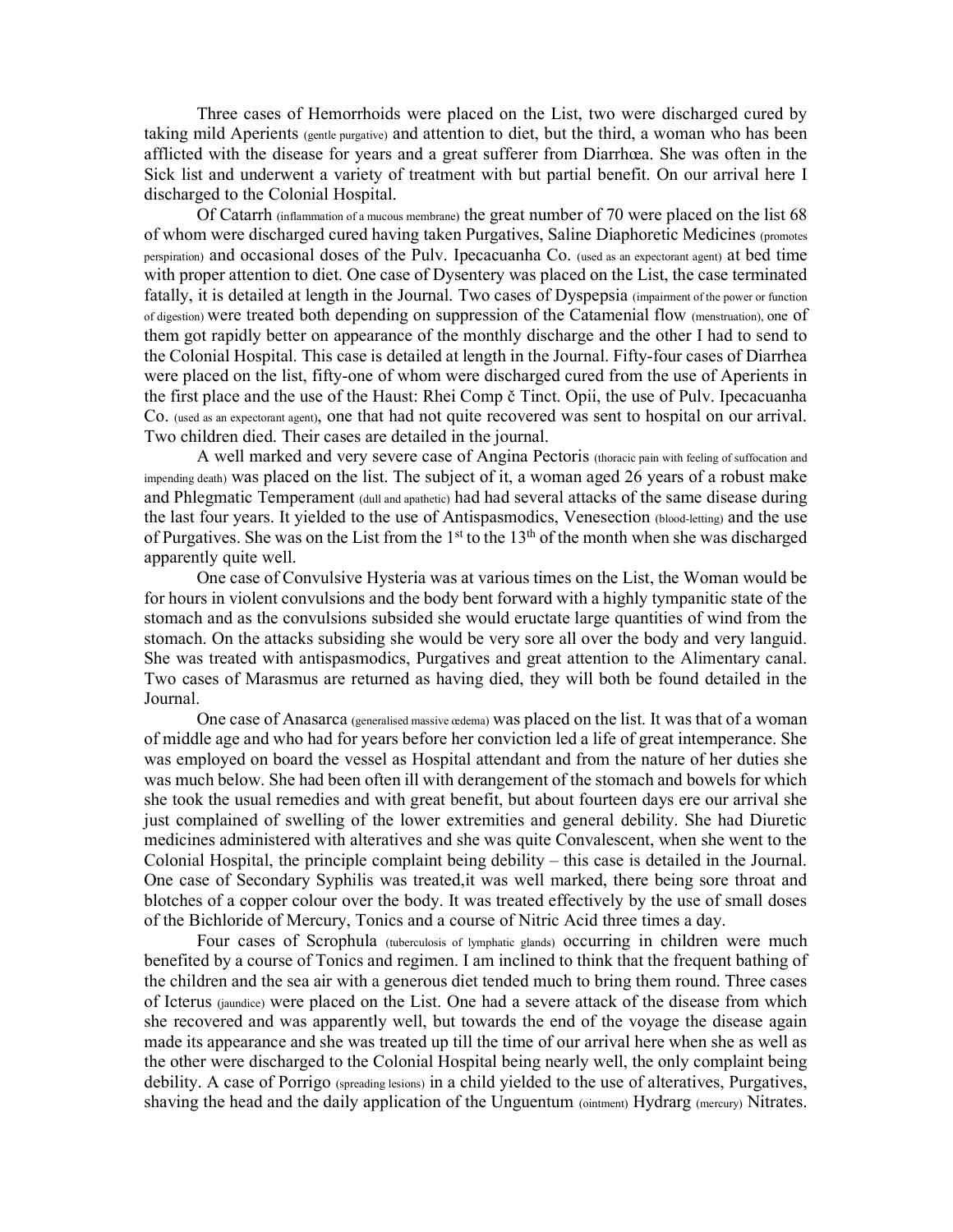Three cases of Hemorrhoids were placed on the List, two were discharged cured by taking mild Aperients (gentle purgative) and attention to diet, but the third, a woman who has been afflicted with the disease for years and a great sufferer from Diarrhœa. She was often in the Sick list and underwent a variety of treatment with but partial benefit. On our arrival here I discharged to the Colonial Hospital.

Of Catarrh (inflammation of a mucous membrane) the great number of 70 were placed on the list 68 of whom were discharged cured having taken Purgatives, Saline Diaphoretic Medicines (promotes perspiration) and occasional doses of the Pulv. Ipecacuanha Co. (used as an expectorant agent) at bed time with proper attention to diet. One case of Dysentery was placed on the List, the case terminated fatally, it is detailed at length in the Journal. Two cases of Dyspepsia (impairment of the power or function of digestion) were treated both depending on suppression of the Catamenial flow (menstruation), one of them got rapidly better on appearance of the monthly discharge and the other I had to send to the Colonial Hospital. This case is detailed at length in the Journal. Fifty-four cases of Diarrhea were placed on the list, fifty-one of whom were discharged cured from the use of Aperients in the first place and the use of the Haust: Rhei Comp č Tinct. Opii, the use of Pulv. Ipecacuanha Co. (used as an expectorant agent), one that had not quite recovered was sent to hospital on our arrival. Two children died. Their cases are detailed in the journal.

A well marked and very severe case of Angina Pectoris (thoracic pain with feeling of suffocation and impending death) was placed on the list. The subject of it, a woman aged 26 years of a robust make and Phlegmatic Temperament (dull and apathetic) had had several attacks of the same disease during the last four years. It yielded to the use of Antispasmodics, Venesection (blood-letting) and the use of Purgatives. She was on the List from the 1st to the 13th of the month when she was discharged apparently quite well.

One case of Convulsive Hysteria was at various times on the List, the Woman would be for hours in violent convulsions and the body bent forward with a highly tympanitic state of the stomach and as the convulsions subsided she would eructate large quantities of wind from the stomach. On the attacks subsiding she would be very sore all over the body and very languid. She was treated with antispasmodics, Purgatives and great attention to the Alimentary canal. Two cases of Marasmus are returned as having died, they will both be found detailed in the Journal.

One case of Anasarca (generalised massive œdema) was placed on the list. It was that of a woman of middle age and who had for years before her conviction led a life of great intemperance. She was employed on board the vessel as Hospital attendant and from the nature of her duties she was much below. She had been often ill with derangement of the stomach and bowels for which she took the usual remedies and with great benefit, but about fourteen days ere our arrival she just complained of swelling of the lower extremities and general debility. She had Diuretic medicines administered with alteratives and she was quite Convalescent, when she went to the Colonial Hospital, the principle complaint being debility – this case is detailed in the Journal. One case of Secondary Syphilis was treated,it was well marked, there being sore throat and blotches of a copper colour over the body. It was treated effectively by the use of small doses of the Bichloride of Mercury, Tonics and a course of Nitric Acid three times a day.

Four cases of Scrophula (tuberculosis of lymphatic glands) occurring in children were much benefited by a course of Tonics and regimen. I am inclined to think that the frequent bathing of the children and the sea air with a generous diet tended much to bring them round. Three cases of Icterus (jaundice) were placed on the List. One had a severe attack of the disease from which she recovered and was apparently well, but towards the end of the voyage the disease again made its appearance and she was treated up till the time of our arrival here when she as well as the other were discharged to the Colonial Hospital being nearly well, the only complaint being debility. A case of Porrigo (spreading lesions) in a child yielded to the use of alteratives, Purgatives, shaving the head and the daily application of the Unguentum (ointment) Hydrarg (mercury) Nitrates.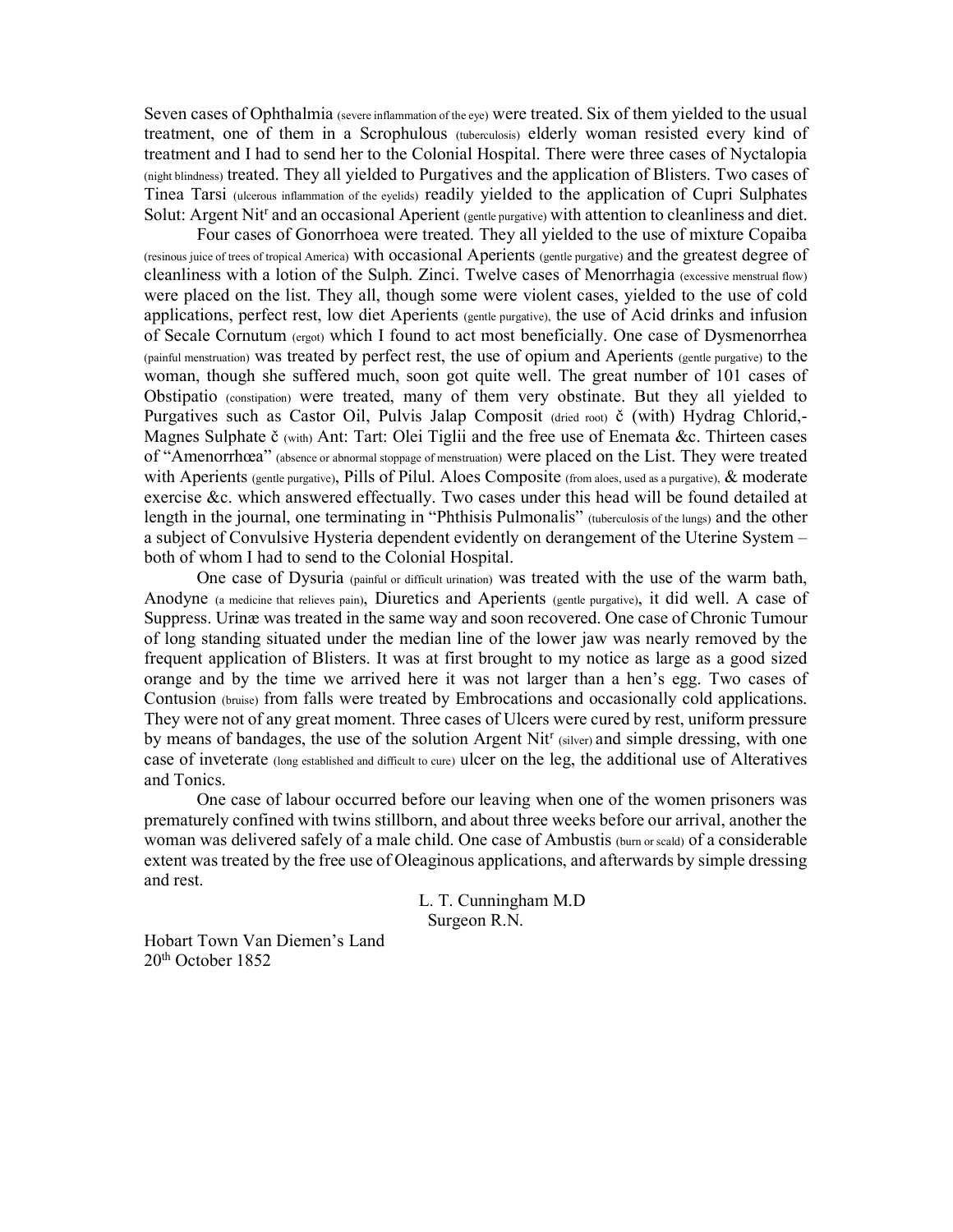Seven cases of Ophthalmia (severe inflammation of the eye) were treated. Six of them yielded to the usual treatment, one of them in a Scrophulous (tuberculosis) elderly woman resisted every kind of treatment and I had to send her to the Colonial Hospital. There were three cases of Nyctalopia (night blindness) treated. They all yielded to Purgatives and the application of Blisters. Two cases of Tinea Tarsi (ulcerous inflammation of the eyelids) readily yielded to the application of Cupri Sulphates Solut: Argent Nit[r] and an occasional Aperient (gentle purgative) with attention to cleanliness and diet.

Four cases of Gonorrhoea were treated. They all yielded to the use of mixture Copaiba (resinous juice of trees of tropical America) with occasional Aperients (gentle purgative) and the greatest degree of cleanliness with a lotion of the Sulph. Zinci. Twelve cases of Menorrhagia (excessive menstrual flow) were placed on the list. They all, though some were violent cases, yielded to the use of cold applications, perfect rest, low diet Aperients (gentle purgative), the use of Acid drinks and infusion of Secale Cornutum (ergot) which I found to act most beneficially. One case of Dysmenorrhea (painful menstruation) was treated by perfect rest, the use of opium and Aperients (gentle purgative) to the woman, though she suffered much, soon got quite well. The great number of 101 cases of Obstipatio (constipation) were treated, many of them very obstinate. But they all yielded to Purgatives such as Castor Oil, Pulvis Jalap Composit (dried root) č (with) Hydrag Chlorid,- Magnes Sulphate č (with) Ant: Tart: Olei Tiglii and the free use of Enemata &c. Thirteen cases of "Amenorrhœa" (absence or abnormal stoppage of menstruation) were placed on the List. They were treated with Aperients (gentle purgative), Pills of Pilul. Aloes Composite (from aloes, used as a purgative), & moderate exercise &c. which answered effectually. Two cases under this head will be found detailed at length in the journal, one terminating in "Phthisis Pulmonalis" (tuberculosis of the lungs) and the other a subject of Convulsive Hysteria dependent evidently on derangement of the Uterine System – both of whom I had to send to the Colonial Hospital.

One case of Dysuria (painful or difficult urination) was treated with the use of the warm bath, Anodyne (a medicine that relieves pain), Diuretics and Aperients (gentle purgative), it did well. A case of Suppress. Urinæ was treated in the same way and soon recovered. One case of Chronic Tumour of long standing situated under the median line of the lower jaw was nearly removed by the frequent application of Blisters. It was at first brought to my notice as large as a good sized orange and by the time we arrived here it was not larger than a hen's egg. Two cases of Contusion (bruise) from falls were treated by Embrocations and occasionally cold applications. They were not of any great moment. Three cases of Ulcers were cured by rest, uniform pressure by means of bandages, the use of the solution Argent Nit[r] (silver) and simple dressing, with one case of inveterate (long established and difficult to cure) ulcer on the leg, the additional use of Alteratives and Tonics.

One case of labour occurred before our leaving when one of the women prisoners was prematurely confined with twins stillborn, and about three weeks before our arrival, another the woman was delivered safely of a male child. One case of Ambustis (burn or scald) of a considerable extent was treated by the free use of Oleaginous applications, and afterwards by simple dressing and rest.

L. T. Cunningham M.D
Surgeon R.N.

Hobart Town Van Diemen's Land
20th October 1852